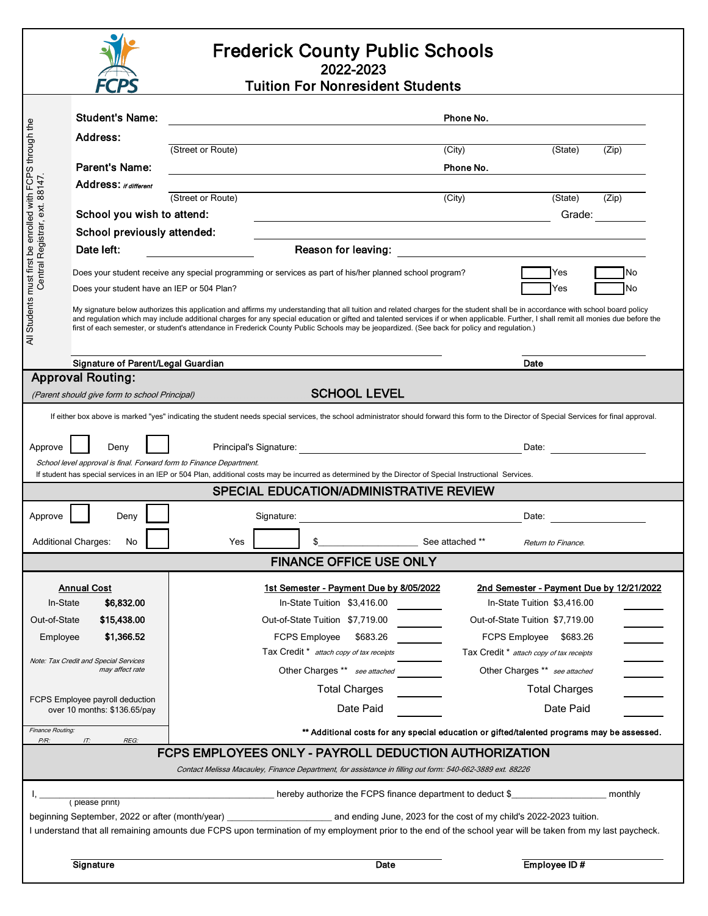# Frederick County Public Schools

## 2022-2023

## Tuition For Nonresident Students

*All Students must first be enrolled with FCPS through the Central Registrar, ext. 88147.*

**Student's Name:** ______________________ **Phone No.** ______________

**Address:** ______________________
(Street or Route) (City) (State) (Zip)

**Parent's Name:** ______________________ **Phone No.** ______________

**Address:** *if different* ______________________
(Street or Route) (City) (State) (Zip)

**School you wish to attend:** ______________________ **Grade:** ________

**School previously attended:** ______________________

**Date left:** ____________ **Reason for leaving:** ______________________

Does your student receive any special programming or services as part of his/her planned school program? ☐ Yes ☐ No

Does your student have an IEP or 504 Plan? ☐ Yes ☐ No

My signature below authorizes this application and affirms my understanding that all tuition and related charges for the student shall be in accordance with school board policy and regulation which may include additional charges for any special education or gifted and talented services if or when applicable. Further, I shall remit all monies due before the first of each semester, or student's attendance in Frederick County Public Schools may be jeopardized. (See back for policy and regulation.)

**Signature of Parent/Legal Guardian** ______________________ **Date** ____________

## Approval Routing:

*(Parent should give form to school Principal)*

### SCHOOL LEVEL

If either box above is marked "yes" indicating the student needs special services, the school administrator should forward this form to the Director of Special Services for final approval.

Approve ☐ Deny ☐ Principal's Signature: ______________________ Date: ____________

*School level approval is final. Forward form to Finance Department.*

If student has special services in an IEP or 504 Plan, additional costs may be incurred as determined by the Director of Special Instructional Services.

### SPECIAL EDUCATION/ADMINISTRATIVE REVIEW

Approve ☐ Deny ☐ Signature: ______________________ Date: ____________

Additional Charges: No ☐ Yes ☐ $__________________ See attached ** *Return to Finance.*

### FINANCE OFFICE USE ONLY

| Annual Cost | | 1st Semester - Payment Due by 8/05/2022 | | | 2nd Semester - Payment Due by 12/21/2022 | | |
|---|---|---|---|---|---|---|---|
| In-State | $6,832.00 | In-State Tuition | $3,416.00 | ______ | In-State Tuition | $3,416.00 | ______ |
| Out-of-State | $15,438.00 | Out-of-State Tuition | $7,719.00 | ______ | Out-of-State Tuition | $7,719.00 | ______ |
| Employee | $1,366.52 | FCPS Employee | $683.26 | ______ | FCPS Employee | $683.26 | ______ |
| *Note: Tax Credit and Special Services may affect rate* | | Tax Credit * | *attach copy of tax receipts* | ______ | Tax Credit * | *attach copy of tax receipts* | ______ |
| | | Other Charges ** | *see attached* | ______ | Other Charges ** | *see attached* | ______ |
| FCPS Employee payroll deduction over 10 months: $136.65/pay | | Total Charges | | ______ | Total Charges | | ______ |
| | | Date Paid | | ______ | Date Paid | | ______ |

*Finance Routing:*
*P/R: IT: REG:*

**** Additional costs for any special education or gifted/talented programs may be assessed.**

### FCPS EMPLOYEES ONLY - PAYROLL DEDUCTION AUTHORIZATION

*Contact Melissa Macauley, Finance Department, for assistance in filling out form: 540-662-3889 ext. 88226*

I, ______________________ (please print) hereby authorize the FCPS finance department to deduct $__________________ monthly beginning September, 2022 or after (month/year) ____________________ and ending June, 2023 for the cost of my child's 2022-2023 tuition.

I understand that all remaining amounts due FCPS upon termination of my employment prior to the end of the school year will be taken from my last paycheck.

**Signature** ______________________ **Date** ____________ **Employee ID #** ____________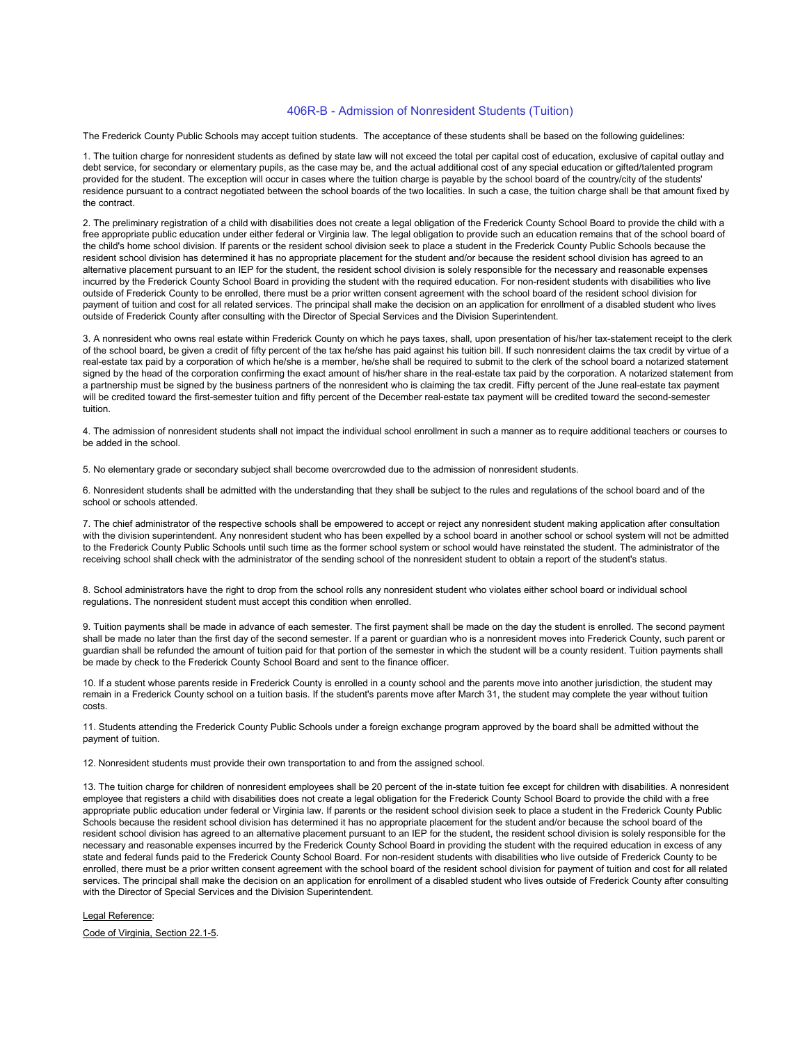## 406R-B - Admission of Nonresident Students (Tuition)

The Frederick County Public Schools may accept tuition students. The acceptance of these students shall be based on the following guidelines:

1. The tuition charge for nonresident students as defined by state law will not exceed the total per capital cost of education, exclusive of capital outlay and debt service, for secondary or elementary pupils, as the case may be, and the actual additional cost of any special education or gifted/talented program provided for the student. The exception will occur in cases where the tuition charge is payable by the school board of the country/city of the students' residence pursuant to a contract negotiated between the school boards of the two localities. In such a case, the tuition charge shall be that amount fixed by the contract.

2. The preliminary registration of a child with disabilities does not create a legal obligation of the Frederick County School Board to provide the child with a free appropriate public education under either federal or Virginia law. The legal obligation to provide such an education remains that of the school board of the child's home school division. If parents or the resident school division seek to place a student in the Frederick County Public Schools because the resident school division has determined it has no appropriate placement for the student and/or because the resident school division has agreed to an alternative placement pursuant to an IEP for the student, the resident school division is solely responsible for the necessary and reasonable expenses incurred by the Frederick County School Board in providing the student with the required education. For non-resident students with disabilities who live outside of Frederick County to be enrolled, there must be a prior written consent agreement with the school board of the resident school division for payment of tuition and cost for all related services. The principal shall make the decision on an application for enrollment of a disabled student who lives outside of Frederick County after consulting with the Director of Special Services and the Division Superintendent.

3. A nonresident who owns real estate within Frederick County on which he pays taxes, shall, upon presentation of his/her tax-statement receipt to the clerk of the school board, be given a credit of fifty percent of the tax he/she has paid against his tuition bill. If such nonresident claims the tax credit by virtue of a real-estate tax paid by a corporation of which he/she is a member, he/she shall be required to submit to the clerk of the school board a notarized statement signed by the head of the corporation confirming the exact amount of his/her share in the real-estate tax paid by the corporation. A notarized statement from a partnership must be signed by the business partners of the nonresident who is claiming the tax credit. Fifty percent of the June real-estate tax payment will be credited toward the first-semester tuition and fifty percent of the December real-estate tax payment will be credited toward the second-semester tuition.

4. The admission of nonresident students shall not impact the individual school enrollment in such a manner as to require additional teachers or courses to be added in the school.

5. No elementary grade or secondary subject shall become overcrowded due to the admission of nonresident students.

6. Nonresident students shall be admitted with the understanding that they shall be subject to the rules and regulations of the school board and of the school or schools attended.

7. The chief administrator of the respective schools shall be empowered to accept or reject any nonresident student making application after consultation with the division superintendent. Any nonresident student who has been expelled by a school board in another school or school system will not be admitted to the Frederick County Public Schools until such time as the former school system or school would have reinstated the student. The administrator of the receiving school shall check with the administrator of the sending school of the nonresident student to obtain a report of the student's status.

8. School administrators have the right to drop from the school rolls any nonresident student who violates either school board or individual school regulations. The nonresident student must accept this condition when enrolled.

9. Tuition payments shall be made in advance of each semester. The first payment shall be made on the day the student is enrolled. The second payment shall be made no later than the first day of the second semester. If a parent or guardian who is a nonresident moves into Frederick County, such parent or guardian shall be refunded the amount of tuition paid for that portion of the semester in which the student will be a county resident. Tuition payments shall be made by check to the Frederick County School Board and sent to the finance officer.

10. If a student whose parents reside in Frederick County is enrolled in a county school and the parents move into another jurisdiction, the student may remain in a Frederick County school on a tuition basis. If the student's parents move after March 31, the student may complete the year without tuition costs.

11. Students attending the Frederick County Public Schools under a foreign exchange program approved by the board shall be admitted without the payment of tuition.

12. Nonresident students must provide their own transportation to and from the assigned school.

13. The tuition charge for children of nonresident employees shall be 20 percent of the in-state tuition fee except for children with disabilities. A nonresident employee that registers a child with disabilities does not create a legal obligation for the Frederick County School Board to provide the child with a free appropriate public education under federal or Virginia law. If parents or the resident school division seek to place a student in the Frederick County Public Schools because the resident school division has determined it has no appropriate placement for the student and/or because the school board of the resident school division has agreed to an alternative placement pursuant to an IEP for the student, the resident school division is solely responsible for the necessary and reasonable expenses incurred by the Frederick County School Board in providing the student with the required education in excess of any state and federal funds paid to the Frederick County School Board. For non-resident students with disabilities who live outside of Frederick County to be enrolled, there must be a prior written consent agreement with the school board of the resident school division for payment of tuition and cost for all related services. The principal shall make the decision on an application for enrollment of a disabled student who lives outside of Frederick County after consulting with the Director of Special Services and the Division Superintendent.

Legal Reference:

Code of Virginia, Section 22.1-5.